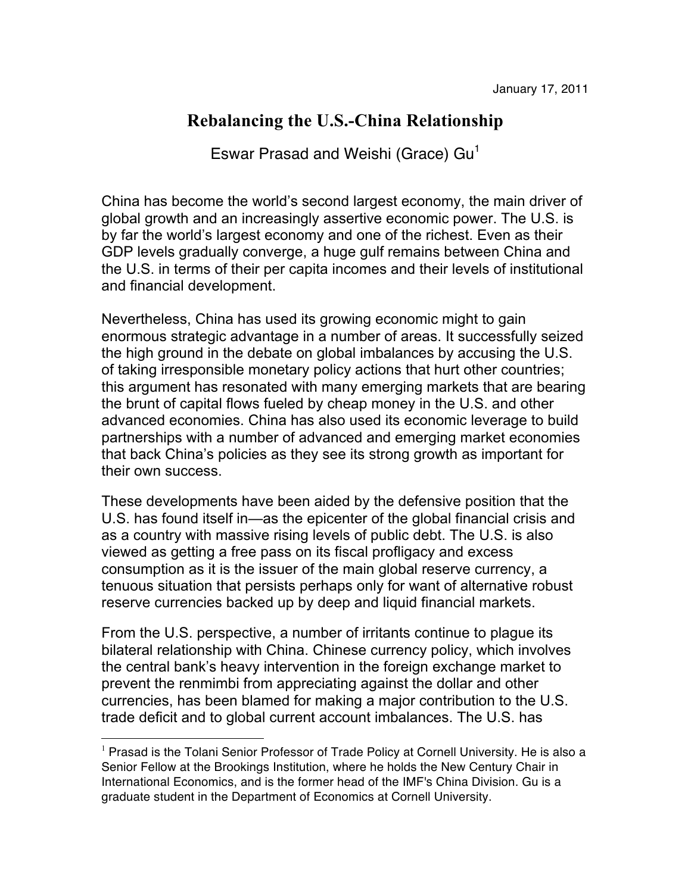January 17, 2011

# Rebalancing the U.S.-China Relationship

Eswar Prasad and Weishi (Grace) Gu[1]

China has become the world's second largest economy, the main driver of global growth and an increasingly assertive economic power. The U.S. is by far the world's largest economy and one of the richest. Even as their GDP levels gradually converge, a huge gulf remains between China and the U.S. in terms of their per capita incomes and their levels of institutional and financial development.

Nevertheless, China has used its growing economic might to gain enormous strategic advantage in a number of areas. It successfully seized the high ground in the debate on global imbalances by accusing the U.S. of taking irresponsible monetary policy actions that hurt other countries; this argument has resonated with many emerging markets that are bearing the brunt of capital flows fueled by cheap money in the U.S. and other advanced economies. China has also used its economic leverage to build partnerships with a number of advanced and emerging market economies that back China's policies as they see its strong growth as important for their own success.

These developments have been aided by the defensive position that the U.S. has found itself in—as the epicenter of the global financial crisis and as a country with massive rising levels of public debt. The U.S. is also viewed as getting a free pass on its fiscal profligacy and excess consumption as it is the issuer of the main global reserve currency, a tenuous situation that persists perhaps only for want of alternative robust reserve currencies backed up by deep and liquid financial markets.

From the U.S. perspective, a number of irritants continue to plague its bilateral relationship with China. Chinese currency policy, which involves the central bank's heavy intervention in the foreign exchange market to prevent the renmimbi from appreciating against the dollar and other currencies, has been blamed for making a major contribution to the U.S. trade deficit and to global current account imbalances. The U.S. has

[1] Prasad is the Tolani Senior Professor of Trade Policy at Cornell University. He is also a Senior Fellow at the Brookings Institution, where he holds the New Century Chair in International Economics, and is the former head of the IMF's China Division. Gu is a graduate student in the Department of Economics at Cornell University.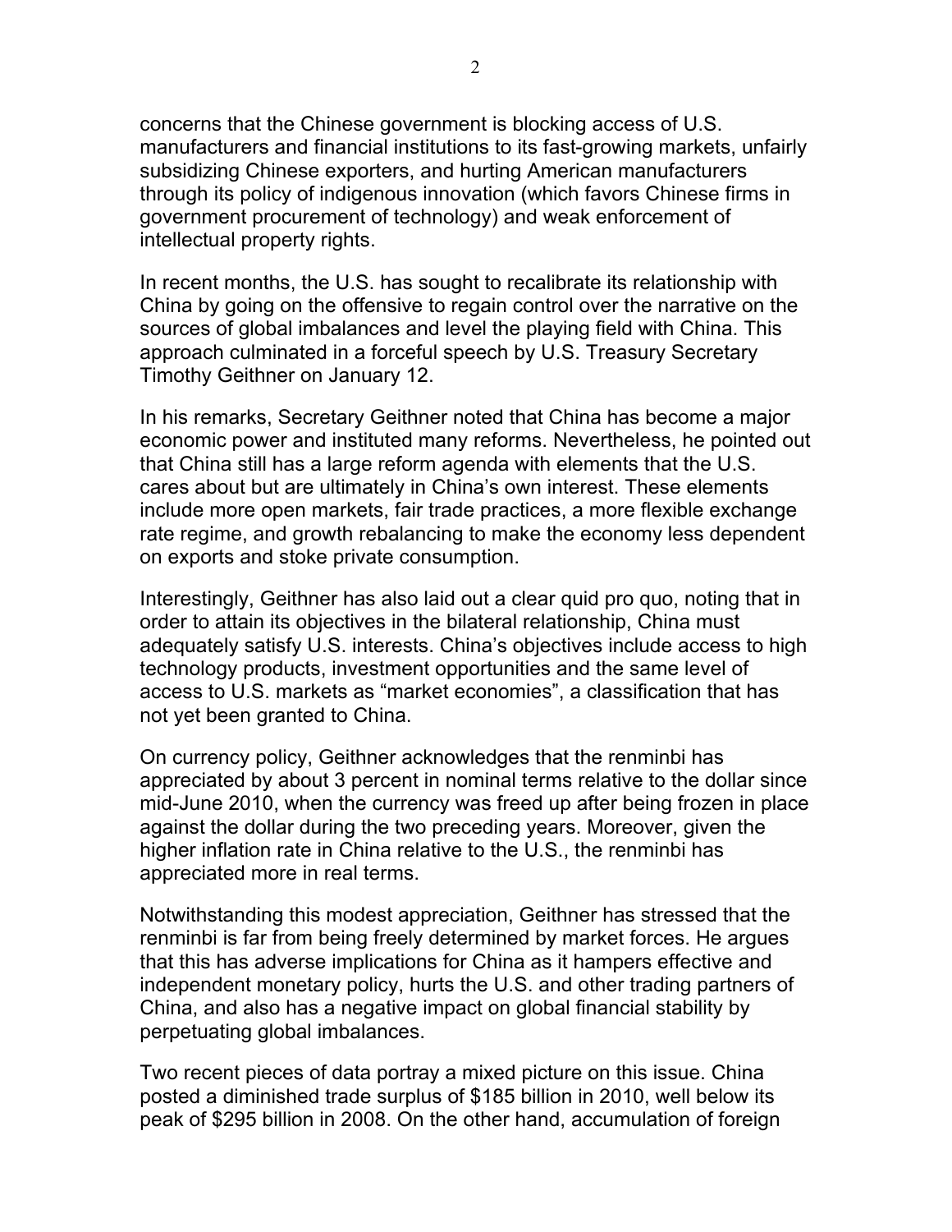concerns that the Chinese government is blocking access of U.S. manufacturers and financial institutions to its fast-growing markets, unfairly subsidizing Chinese exporters, and hurting American manufacturers through its policy of indigenous innovation (which favors Chinese firms in government procurement of technology) and weak enforcement of intellectual property rights.

In recent months, the U.S. has sought to recalibrate its relationship with China by going on the offensive to regain control over the narrative on the sources of global imbalances and level the playing field with China. This approach culminated in a forceful speech by U.S. Treasury Secretary Timothy Geithner on January 12.

In his remarks, Secretary Geithner noted that China has become a major economic power and instituted many reforms. Nevertheless, he pointed out that China still has a large reform agenda with elements that the U.S. cares about but are ultimately in China's own interest. These elements include more open markets, fair trade practices, a more flexible exchange rate regime, and growth rebalancing to make the economy less dependent on exports and stoke private consumption.

Interestingly, Geithner has also laid out a clear quid pro quo, noting that in order to attain its objectives in the bilateral relationship, China must adequately satisfy U.S. interests. China's objectives include access to high technology products, investment opportunities and the same level of access to U.S. markets as "market economies", a classification that has not yet been granted to China.

On currency policy, Geithner acknowledges that the renminbi has appreciated by about 3 percent in nominal terms relative to the dollar since mid-June 2010, when the currency was freed up after being frozen in place against the dollar during the two preceding years. Moreover, given the higher inflation rate in China relative to the U.S., the renminbi has appreciated more in real terms.

Notwithstanding this modest appreciation, Geithner has stressed that the renminbi is far from being freely determined by market forces. He argues that this has adverse implications for China as it hampers effective and independent monetary policy, hurts the U.S. and other trading partners of China, and also has a negative impact on global financial stability by perpetuating global imbalances.

Two recent pieces of data portray a mixed picture on this issue. China posted a diminished trade surplus of $185 billion in 2010, well below its peak of $295 billion in 2008. On the other hand, accumulation of foreign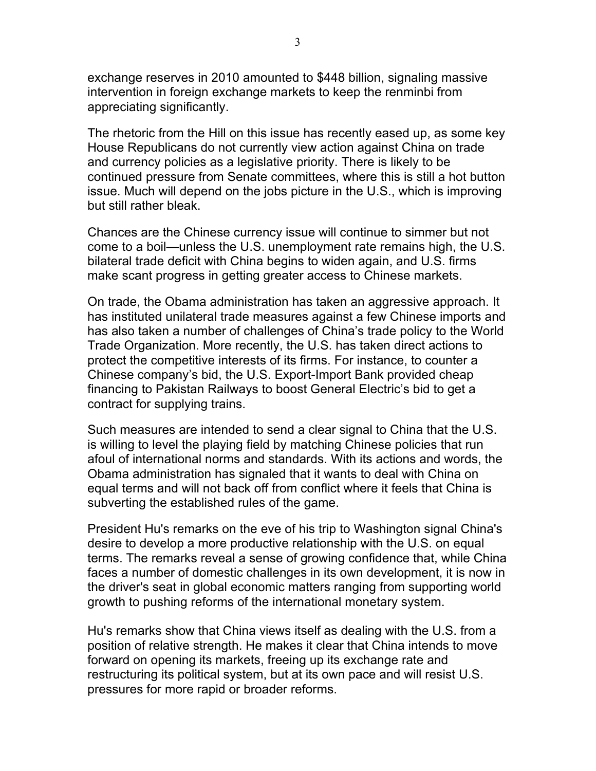exchange reserves in 2010 amounted to $448 billion, signaling massive intervention in foreign exchange markets to keep the renminbi from appreciating significantly.

The rhetoric from the Hill on this issue has recently eased up, as some key House Republicans do not currently view action against China on trade and currency policies as a legislative priority. There is likely to be continued pressure from Senate committees, where this is still a hot button issue. Much will depend on the jobs picture in the U.S., which is improving but still rather bleak.

Chances are the Chinese currency issue will continue to simmer but not come to a boil—unless the U.S. unemployment rate remains high, the U.S. bilateral trade deficit with China begins to widen again, and U.S. firms make scant progress in getting greater access to Chinese markets.

On trade, the Obama administration has taken an aggressive approach. It has instituted unilateral trade measures against a few Chinese imports and has also taken a number of challenges of China's trade policy to the World Trade Organization. More recently, the U.S. has taken direct actions to protect the competitive interests of its firms. For instance, to counter a Chinese company's bid, the U.S. Export-Import Bank provided cheap financing to Pakistan Railways to boost General Electric's bid to get a contract for supplying trains.

Such measures are intended to send a clear signal to China that the U.S. is willing to level the playing field by matching Chinese policies that run afoul of international norms and standards. With its actions and words, the Obama administration has signaled that it wants to deal with China on equal terms and will not back off from conflict where it feels that China is subverting the established rules of the game.

President Hu's remarks on the eve of his trip to Washington signal China's desire to develop a more productive relationship with the U.S. on equal terms. The remarks reveal a sense of growing confidence that, while China faces a number of domestic challenges in its own development, it is now in the driver's seat in global economic matters ranging from supporting world growth to pushing reforms of the international monetary system.

Hu's remarks show that China views itself as dealing with the U.S. from a position of relative strength. He makes it clear that China intends to move forward on opening its markets, freeing up its exchange rate and restructuring its political system, but at its own pace and will resist U.S. pressures for more rapid or broader reforms.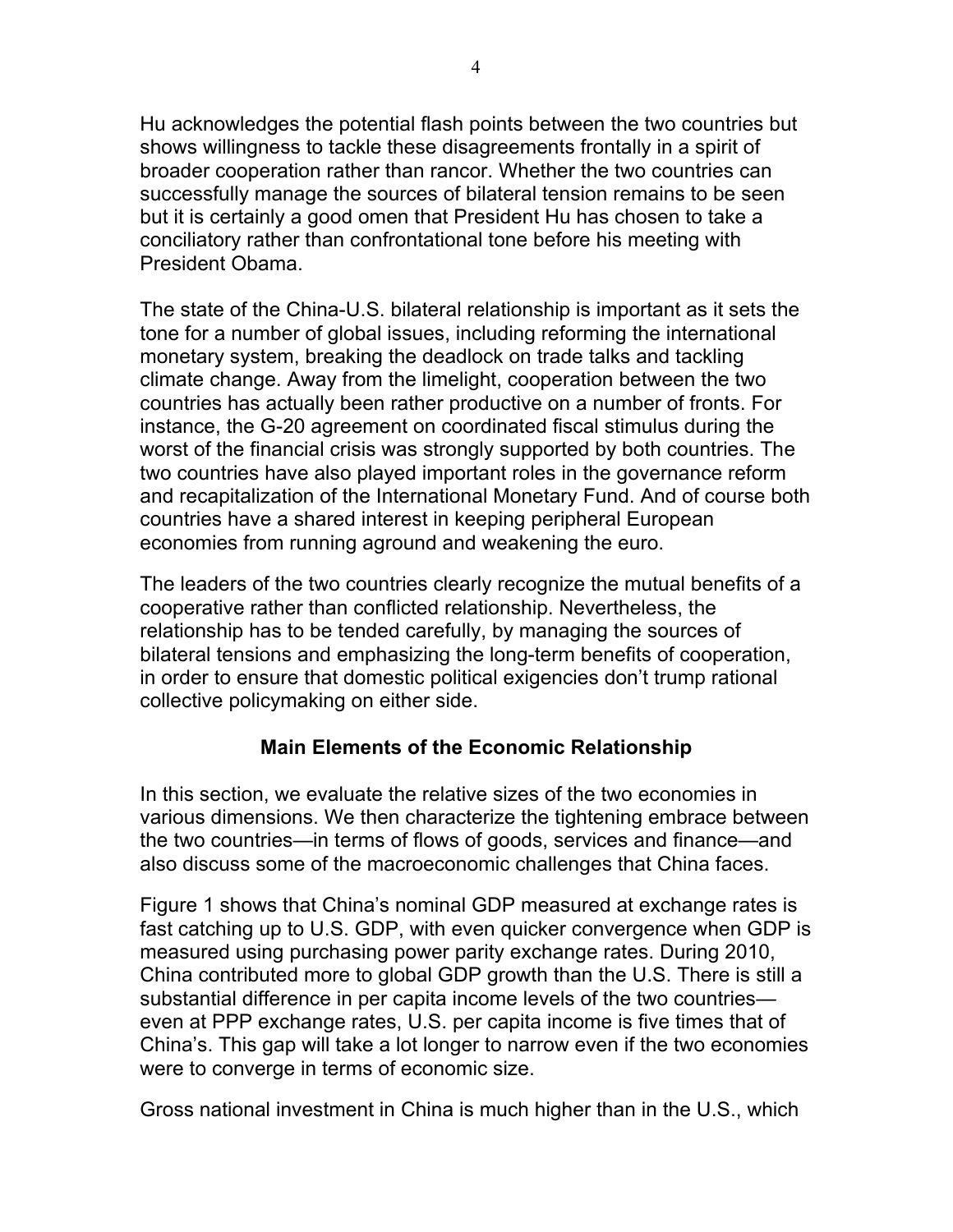Hu acknowledges the potential flash points between the two countries but shows willingness to tackle these disagreements frontally in a spirit of broader cooperation rather than rancor. Whether the two countries can successfully manage the sources of bilateral tension remains to be seen but it is certainly a good omen that President Hu has chosen to take a conciliatory rather than confrontational tone before his meeting with President Obama.

The state of the China-U.S. bilateral relationship is important as it sets the tone for a number of global issues, including reforming the international monetary system, breaking the deadlock on trade talks and tackling climate change. Away from the limelight, cooperation between the two countries has actually been rather productive on a number of fronts. For instance, the G-20 agreement on coordinated fiscal stimulus during the worst of the financial crisis was strongly supported by both countries. The two countries have also played important roles in the governance reform and recapitalization of the International Monetary Fund. And of course both countries have a shared interest in keeping peripheral European economies from running aground and weakening the euro.

The leaders of the two countries clearly recognize the mutual benefits of a cooperative rather than conflicted relationship. Nevertheless, the relationship has to be tended carefully, by managing the sources of bilateral tensions and emphasizing the long-term benefits of cooperation, in order to ensure that domestic political exigencies don't trump rational collective policymaking on either side.

## Main Elements of the Economic Relationship

In this section, we evaluate the relative sizes of the two economies in various dimensions. We then characterize the tightening embrace between the two countries—in terms of flows of goods, services and finance—and also discuss some of the macroeconomic challenges that China faces.

Figure 1 shows that China's nominal GDP measured at exchange rates is fast catching up to U.S. GDP, with even quicker convergence when GDP is measured using purchasing power parity exchange rates. During 2010, China contributed more to global GDP growth than the U.S. There is still a substantial difference in per capita income levels of the two countries—even at PPP exchange rates, U.S. per capita income is five times that of China's. This gap will take a lot longer to narrow even if the two economies were to converge in terms of economic size.

Gross national investment in China is much higher than in the U.S., which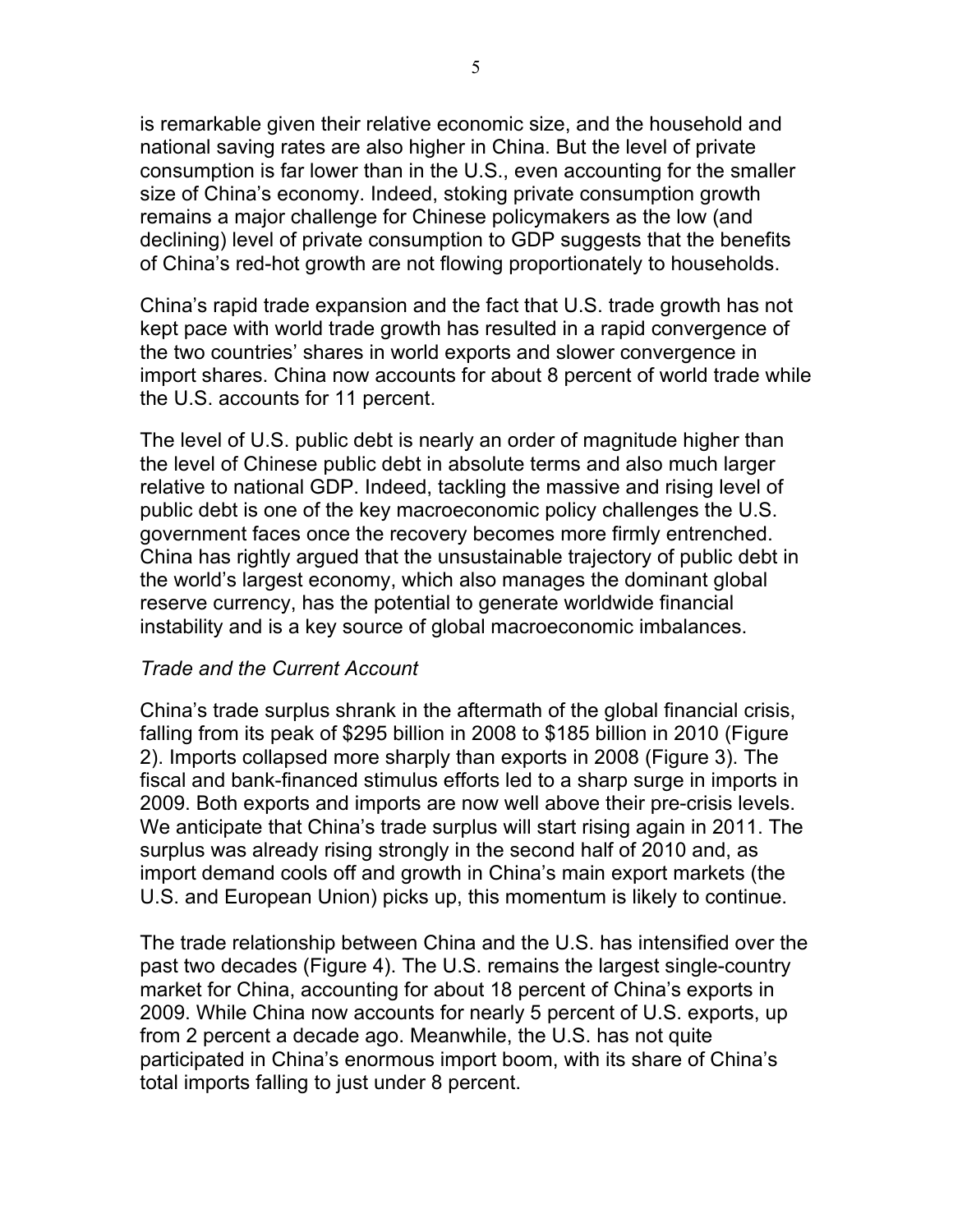is remarkable given their relative economic size, and the household and national saving rates are also higher in China. But the level of private consumption is far lower than in the U.S., even accounting for the smaller size of China's economy. Indeed, stoking private consumption growth remains a major challenge for Chinese policymakers as the low (and declining) level of private consumption to GDP suggests that the benefits of China's red-hot growth are not flowing proportionately to households.

China's rapid trade expansion and the fact that U.S. trade growth has not kept pace with world trade growth has resulted in a rapid convergence of the two countries' shares in world exports and slower convergence in import shares. China now accounts for about 8 percent of world trade while the U.S. accounts for 11 percent.

The level of U.S. public debt is nearly an order of magnitude higher than the level of Chinese public debt in absolute terms and also much larger relative to national GDP. Indeed, tackling the massive and rising level of public debt is one of the key macroeconomic policy challenges the U.S. government faces once the recovery becomes more firmly entrenched. China has rightly argued that the unsustainable trajectory of public debt in the world's largest economy, which also manages the dominant global reserve currency, has the potential to generate worldwide financial instability and is a key source of global macroeconomic imbalances.

*Trade and the Current Account*

China's trade surplus shrank in the aftermath of the global financial crisis, falling from its peak of $295 billion in 2008 to $185 billion in 2010 (Figure 2). Imports collapsed more sharply than exports in 2008 (Figure 3). The fiscal and bank-financed stimulus efforts led to a sharp surge in imports in 2009. Both exports and imports are now well above their pre-crisis levels. We anticipate that China's trade surplus will start rising again in 2011. The surplus was already rising strongly in the second half of 2010 and, as import demand cools off and growth in China's main export markets (the U.S. and European Union) picks up, this momentum is likely to continue.

The trade relationship between China and the U.S. has intensified over the past two decades (Figure 4). The U.S. remains the largest single-country market for China, accounting for about 18 percent of China's exports in 2009. While China now accounts for nearly 5 percent of U.S. exports, up from 2 percent a decade ago. Meanwhile, the U.S. has not quite participated in China's enormous import boom, with its share of China's total imports falling to just under 8 percent.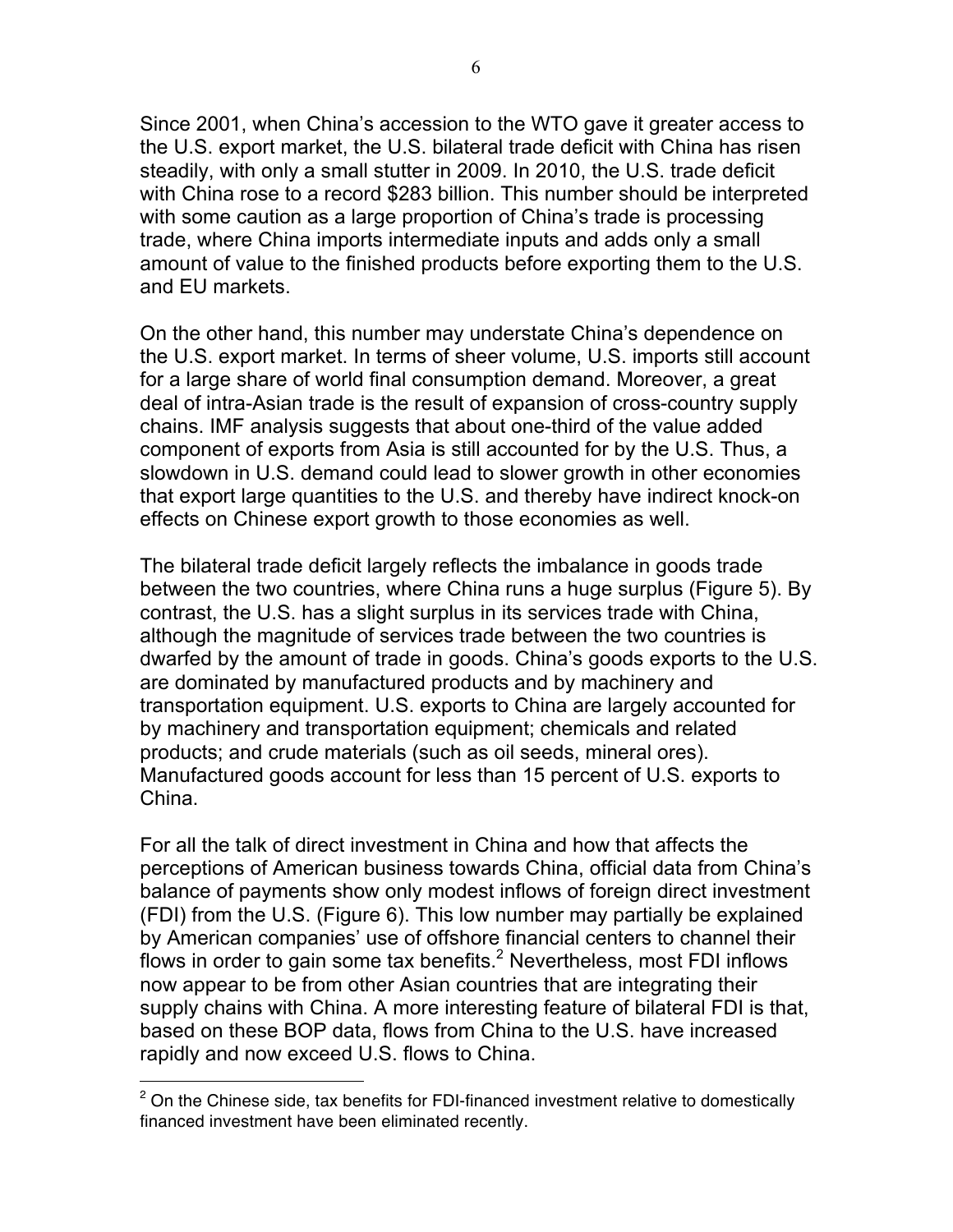Since 2001, when China's accession to the WTO gave it greater access to the U.S. export market, the U.S. bilateral trade deficit with China has risen steadily, with only a small stutter in 2009. In 2010, the U.S. trade deficit with China rose to a record $283 billion. This number should be interpreted with some caution as a large proportion of China's trade is processing trade, where China imports intermediate inputs and adds only a small amount of value to the finished products before exporting them to the U.S. and EU markets.

On the other hand, this number may understate China's dependence on the U.S. export market. In terms of sheer volume, U.S. imports still account for a large share of world final consumption demand. Moreover, a great deal of intra-Asian trade is the result of expansion of cross-country supply chains. IMF analysis suggests that about one-third of the value added component of exports from Asia is still accounted for by the U.S. Thus, a slowdown in U.S. demand could lead to slower growth in other economies that export large quantities to the U.S. and thereby have indirect knock-on effects on Chinese export growth to those economies as well.

The bilateral trade deficit largely reflects the imbalance in goods trade between the two countries, where China runs a huge surplus (Figure 5). By contrast, the U.S. has a slight surplus in its services trade with China, although the magnitude of services trade between the two countries is dwarfed by the amount of trade in goods. China's goods exports to the U.S. are dominated by manufactured products and by machinery and transportation equipment. U.S. exports to China are largely accounted for by machinery and transportation equipment; chemicals and related products; and crude materials (such as oil seeds, mineral ores). Manufactured goods account for less than 15 percent of U.S. exports to China.

For all the talk of direct investment in China and how that affects the perceptions of American business towards China, official data from China's balance of payments show only modest inflows of foreign direct investment (FDI) from the U.S. (Figure 6). This low number may partially be explained by American companies' use of offshore financial centers to channel their flows in order to gain some tax benefits.[2] Nevertheless, most FDI inflows now appear to be from other Asian countries that are integrating their supply chains with China. A more interesting feature of bilateral FDI is that, based on these BOP data, flows from China to the U.S. have increased rapidly and now exceed U.S. flows to China.

[2] On the Chinese side, tax benefits for FDI-financed investment relative to domestically financed investment have been eliminated recently.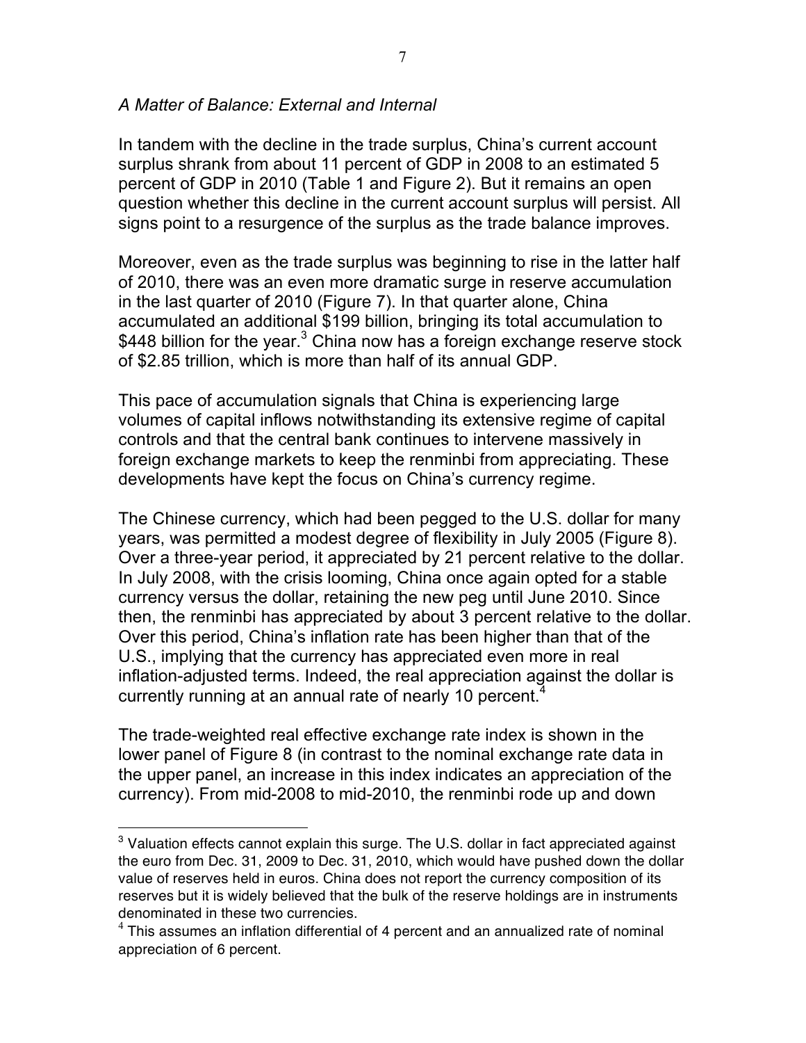*A Matter of Balance: External and Internal*

In tandem with the decline in the trade surplus, China's current account surplus shrank from about 11 percent of GDP in 2008 to an estimated 5 percent of GDP in 2010 (Table 1 and Figure 2). But it remains an open question whether this decline in the current account surplus will persist. All signs point to a resurgence of the surplus as the trade balance improves.

Moreover, even as the trade surplus was beginning to rise in the latter half of 2010, there was an even more dramatic surge in reserve accumulation in the last quarter of 2010 (Figure 7). In that quarter alone, China accumulated an additional \$199 billion, bringing its total accumulation to \$448 billion for the year.[3] China now has a foreign exchange reserve stock of \$2.85 trillion, which is more than half of its annual GDP.

This pace of accumulation signals that China is experiencing large volumes of capital inflows notwithstanding its extensive regime of capital controls and that the central bank continues to intervene massively in foreign exchange markets to keep the renminbi from appreciating. These developments have kept the focus on China's currency regime.

The Chinese currency, which had been pegged to the U.S. dollar for many years, was permitted a modest degree of flexibility in July 2005 (Figure 8). Over a three-year period, it appreciated by 21 percent relative to the dollar. In July 2008, with the crisis looming, China once again opted for a stable currency versus the dollar, retaining the new peg until June 2010. Since then, the renminbi has appreciated by about 3 percent relative to the dollar. Over this period, China's inflation rate has been higher than that of the U.S., implying that the currency has appreciated even more in real inflation-adjusted terms. Indeed, the real appreciation against the dollar is currently running at an annual rate of nearly 10 percent.[4]

The trade-weighted real effective exchange rate index is shown in the lower panel of Figure 8 (in contrast to the nominal exchange rate data in the upper panel, an increase in this index indicates an appreciation of the currency). From mid-2008 to mid-2010, the renminbi rode up and down

---

[3] Valuation effects cannot explain this surge. The U.S. dollar in fact appreciated against the euro from Dec. 31, 2009 to Dec. 31, 2010, which would have pushed down the dollar value of reserves held in euros. China does not report the currency composition of its reserves but it is widely believed that the bulk of the reserve holdings are in instruments denominated in these two currencies.

[4] This assumes an inflation differential of 4 percent and an annualized rate of nominal appreciation of 6 percent.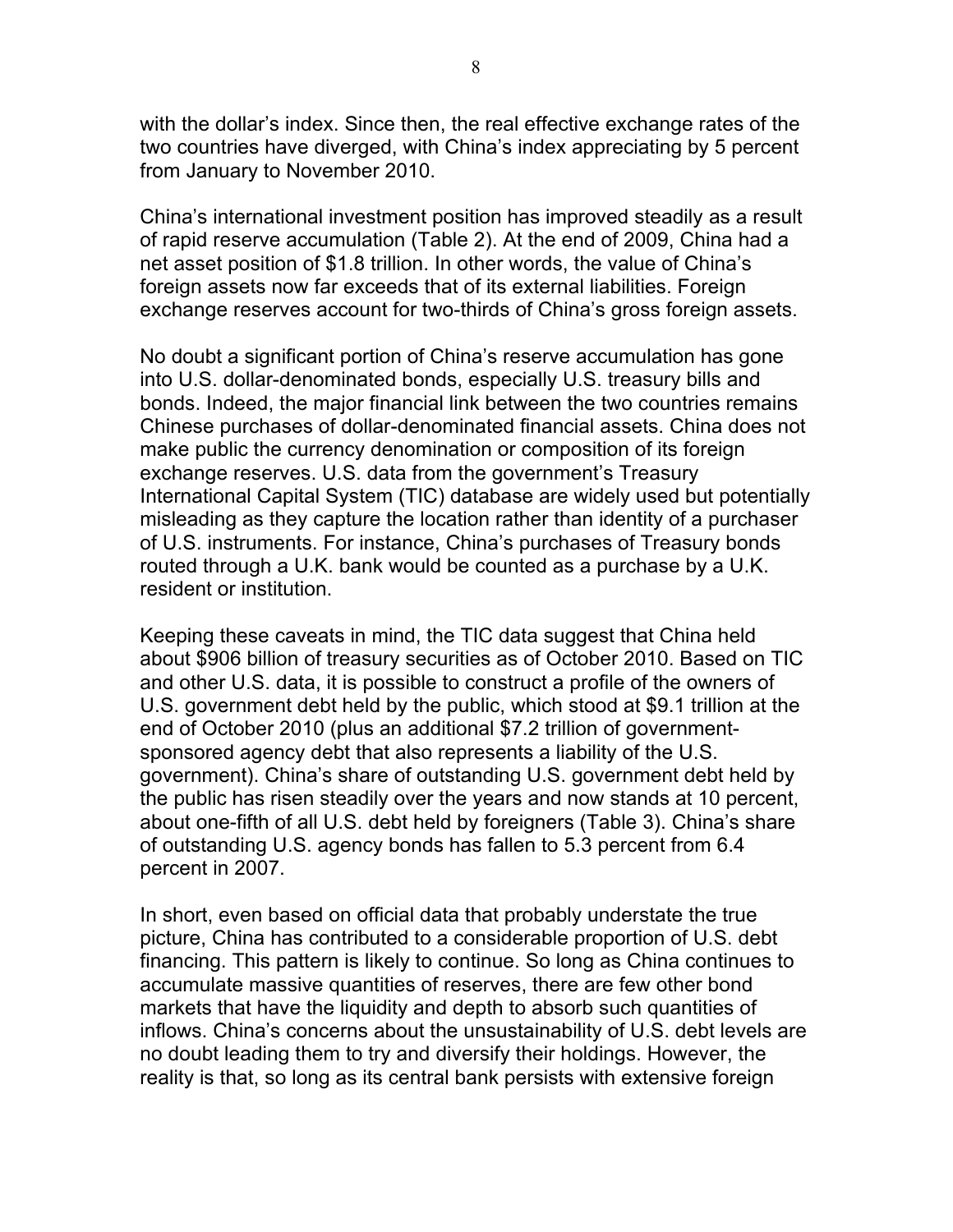with the dollar's index. Since then, the real effective exchange rates of the two countries have diverged, with China's index appreciating by 5 percent from January to November 2010.

China's international investment position has improved steadily as a result of rapid reserve accumulation (Table 2). At the end of 2009, China had a net asset position of $1.8 trillion. In other words, the value of China's foreign assets now far exceeds that of its external liabilities. Foreign exchange reserves account for two-thirds of China's gross foreign assets.

No doubt a significant portion of China's reserve accumulation has gone into U.S. dollar-denominated bonds, especially U.S. treasury bills and bonds. Indeed, the major financial link between the two countries remains Chinese purchases of dollar-denominated financial assets. China does not make public the currency denomination or composition of its foreign exchange reserves. U.S. data from the government's Treasury International Capital System (TIC) database are widely used but potentially misleading as they capture the location rather than identity of a purchaser of U.S. instruments. For instance, China's purchases of Treasury bonds routed through a U.K. bank would be counted as a purchase by a U.K. resident or institution.

Keeping these caveats in mind, the TIC data suggest that China held about $906 billion of treasury securities as of October 2010. Based on TIC and other U.S. data, it is possible to construct a profile of the owners of U.S. government debt held by the public, which stood at $9.1 trillion at the end of October 2010 (plus an additional $7.2 trillion of government-sponsored agency debt that also represents a liability of the U.S. government). China's share of outstanding U.S. government debt held by the public has risen steadily over the years and now stands at 10 percent, about one-fifth of all U.S. debt held by foreigners (Table 3). China's share of outstanding U.S. agency bonds has fallen to 5.3 percent from 6.4 percent in 2007.

In short, even based on official data that probably understate the true picture, China has contributed to a considerable proportion of U.S. debt financing. This pattern is likely to continue. So long as China continues to accumulate massive quantities of reserves, there are few other bond markets that have the liquidity and depth to absorb such quantities of inflows. China's concerns about the unsustainability of U.S. debt levels are no doubt leading them to try and diversify their holdings. However, the reality is that, so long as its central bank persists with extensive foreign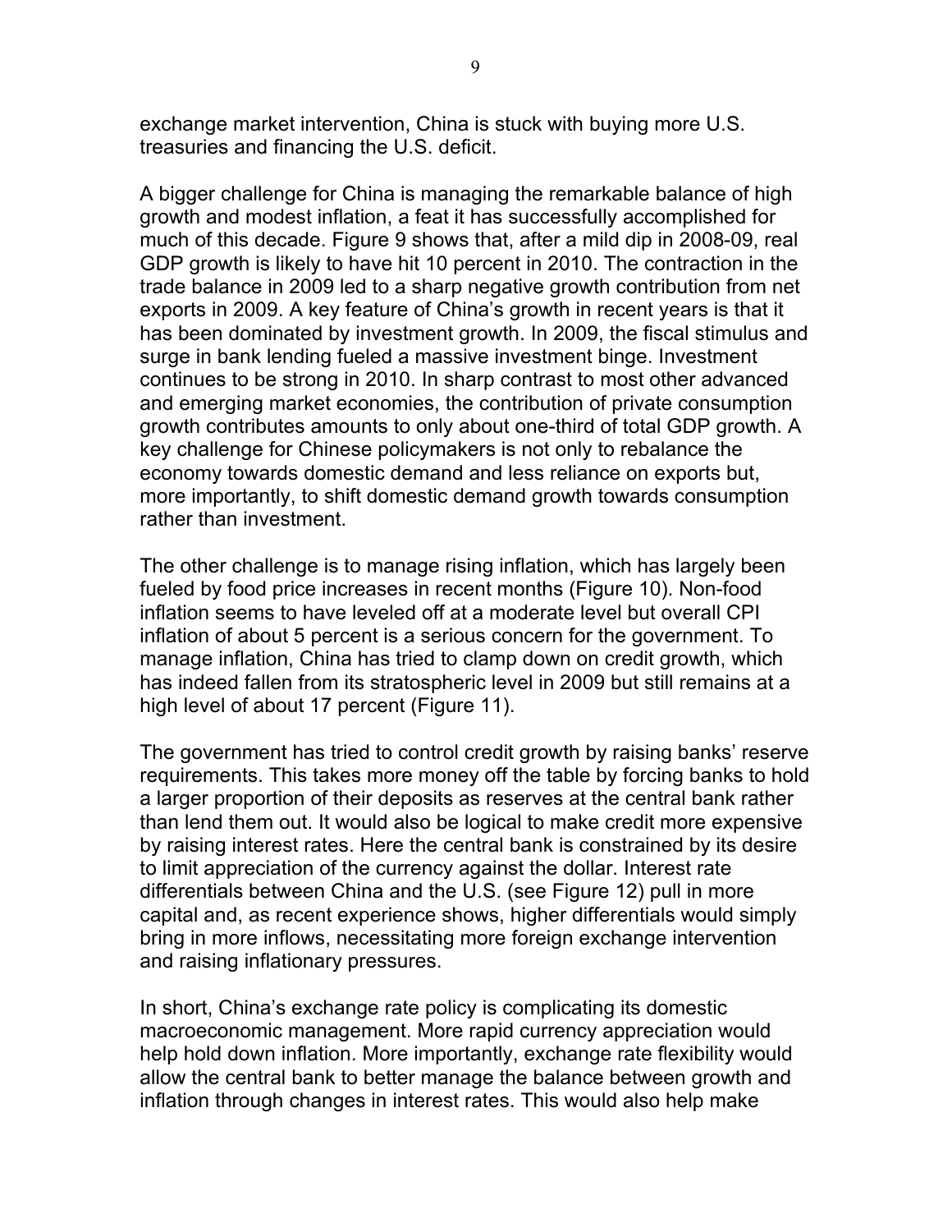exchange market intervention, China is stuck with buying more U.S. treasuries and financing the U.S. deficit.

A bigger challenge for China is managing the remarkable balance of high growth and modest inflation, a feat it has successfully accomplished for much of this decade. Figure 9 shows that, after a mild dip in 2008-09, real GDP growth is likely to have hit 10 percent in 2010. The contraction in the trade balance in 2009 led to a sharp negative growth contribution from net exports in 2009. A key feature of China's growth in recent years is that it has been dominated by investment growth. In 2009, the fiscal stimulus and surge in bank lending fueled a massive investment binge. Investment continues to be strong in 2010. In sharp contrast to most other advanced and emerging market economies, the contribution of private consumption growth contributes amounts to only about one-third of total GDP growth. A key challenge for Chinese policymakers is not only to rebalance the economy towards domestic demand and less reliance on exports but, more importantly, to shift domestic demand growth towards consumption rather than investment.

The other challenge is to manage rising inflation, which has largely been fueled by food price increases in recent months (Figure 10). Non-food inflation seems to have leveled off at a moderate level but overall CPI inflation of about 5 percent is a serious concern for the government. To manage inflation, China has tried to clamp down on credit growth, which has indeed fallen from its stratospheric level in 2009 but still remains at a high level of about 17 percent (Figure 11).

The government has tried to control credit growth by raising banks' reserve requirements. This takes more money off the table by forcing banks to hold a larger proportion of their deposits as reserves at the central bank rather than lend them out. It would also be logical to make credit more expensive by raising interest rates. Here the central bank is constrained by its desire to limit appreciation of the currency against the dollar. Interest rate differentials between China and the U.S. (see Figure 12) pull in more capital and, as recent experience shows, higher differentials would simply bring in more inflows, necessitating more foreign exchange intervention and raising inflationary pressures.

In short, China's exchange rate policy is complicating its domestic macroeconomic management. More rapid currency appreciation would help hold down inflation. More importantly, exchange rate flexibility would allow the central bank to better manage the balance between growth and inflation through changes in interest rates. This would also help make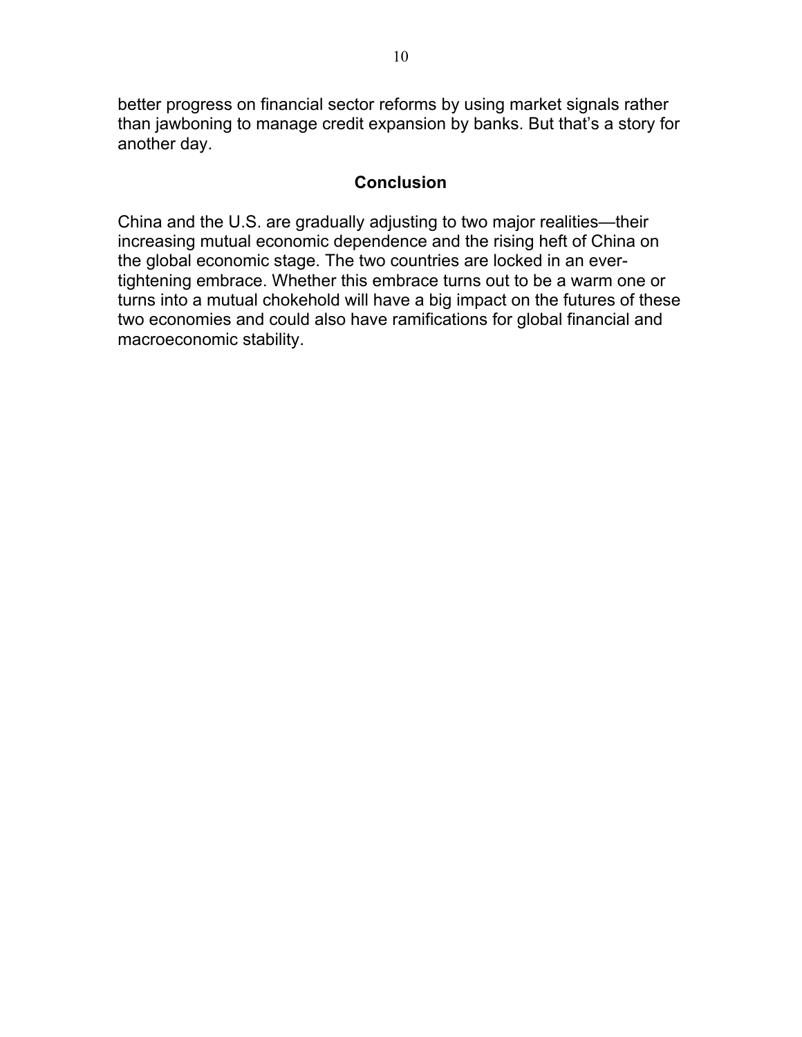better progress on financial sector reforms by using market signals rather than jawboning to manage credit expansion by banks. But that's a story for another day.

## Conclusion

China and the U.S. are gradually adjusting to two major realities—their increasing mutual economic dependence and the rising heft of China on the global economic stage. The two countries are locked in an ever-tightening embrace. Whether this embrace turns out to be a warm one or turns into a mutual chokehold will have a big impact on the futures of these two economies and could also have ramifications for global financial and macroeconomic stability.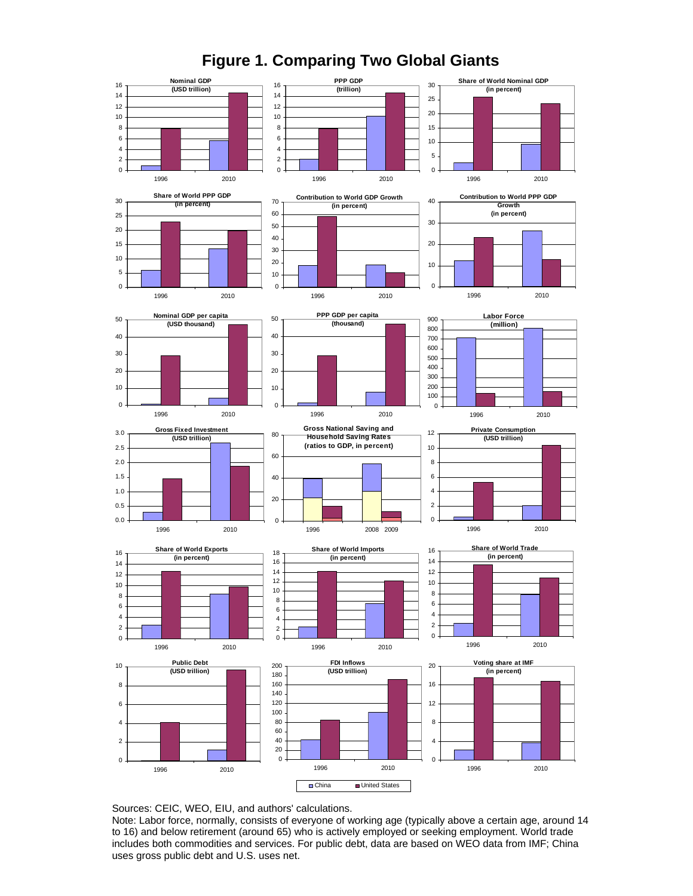# Figure 1. Comparing Two Global Giants

Sources: CEIC, WEO, EIU, and authors' calculations.

Note: Labor force, normally, consists of everyone of working age (typically above a certain age, around 14 to 16) and below retirement (around 65) who is actively employed or seeking employment. World trade includes both commodities and services. For public debt, data are based on WEO data from IMF; China uses gross public debt and U.S. uses net.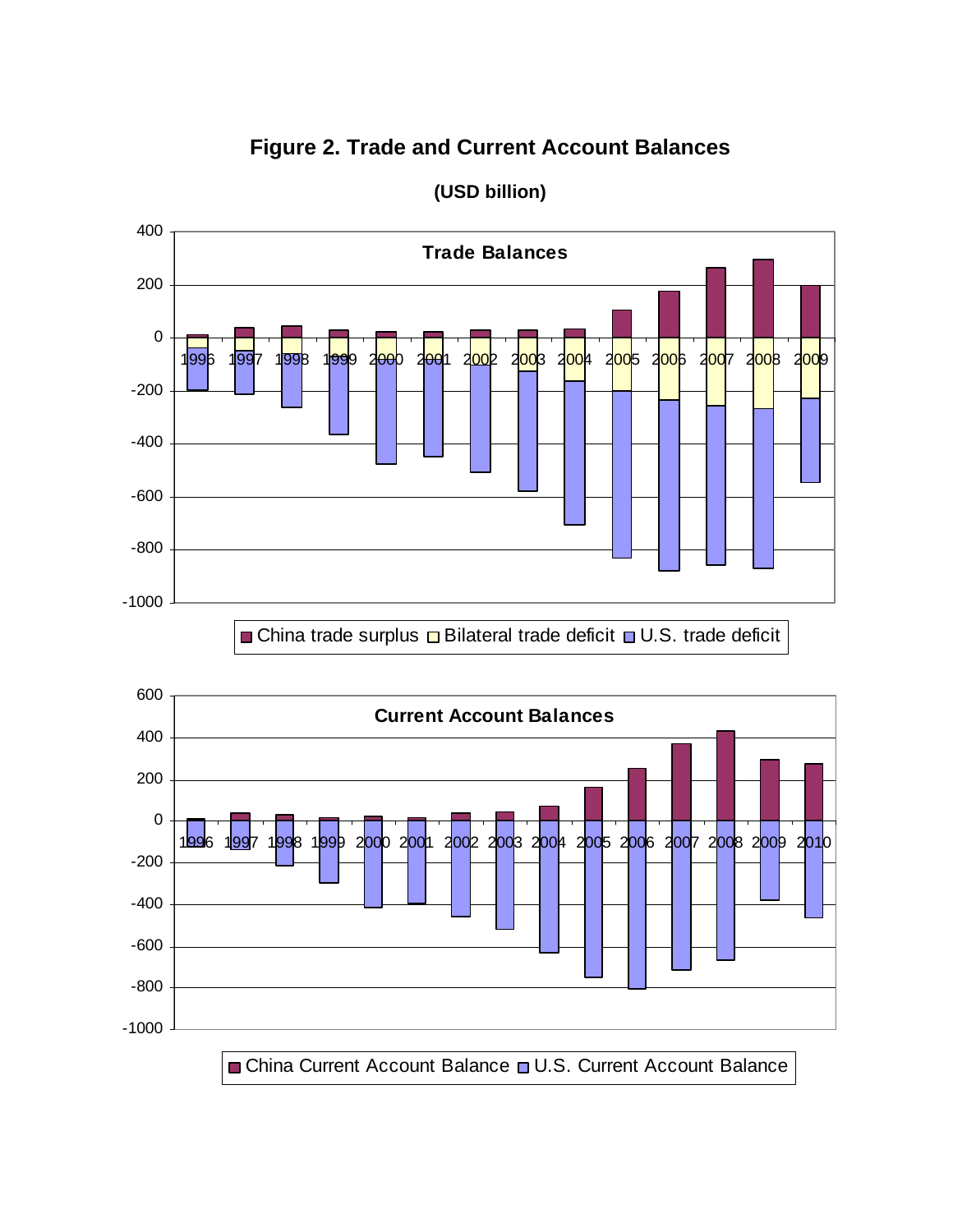**Figure 2. Trade and Current Account Balances**

**(USD billion)**

**Trade Balances**

■ China trade surplus □ Bilateral trade deficit □ U.S. trade deficit

**Current Account Balances**

■ China Current Account Balance □ U.S. Current Account Balance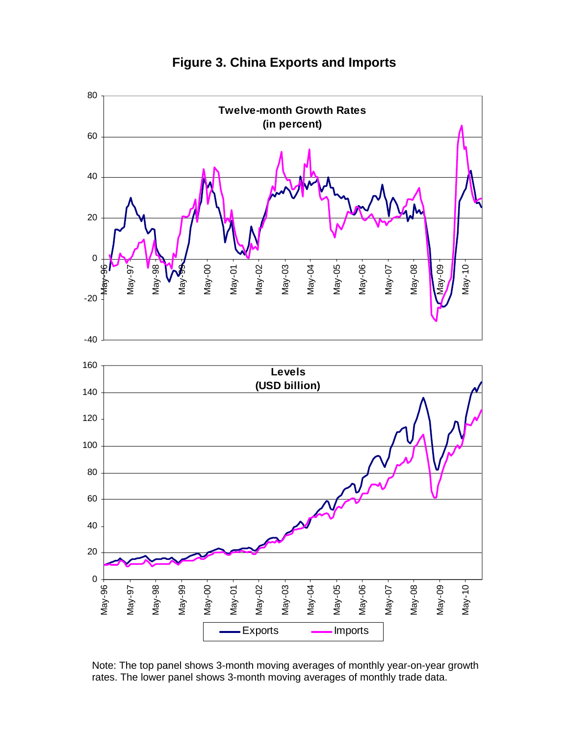# Figure 3. China Exports and Imports

Note: The top panel shows 3-month moving averages of monthly year-on-year growth rates. The lower panel shows 3-month moving averages of monthly trade data.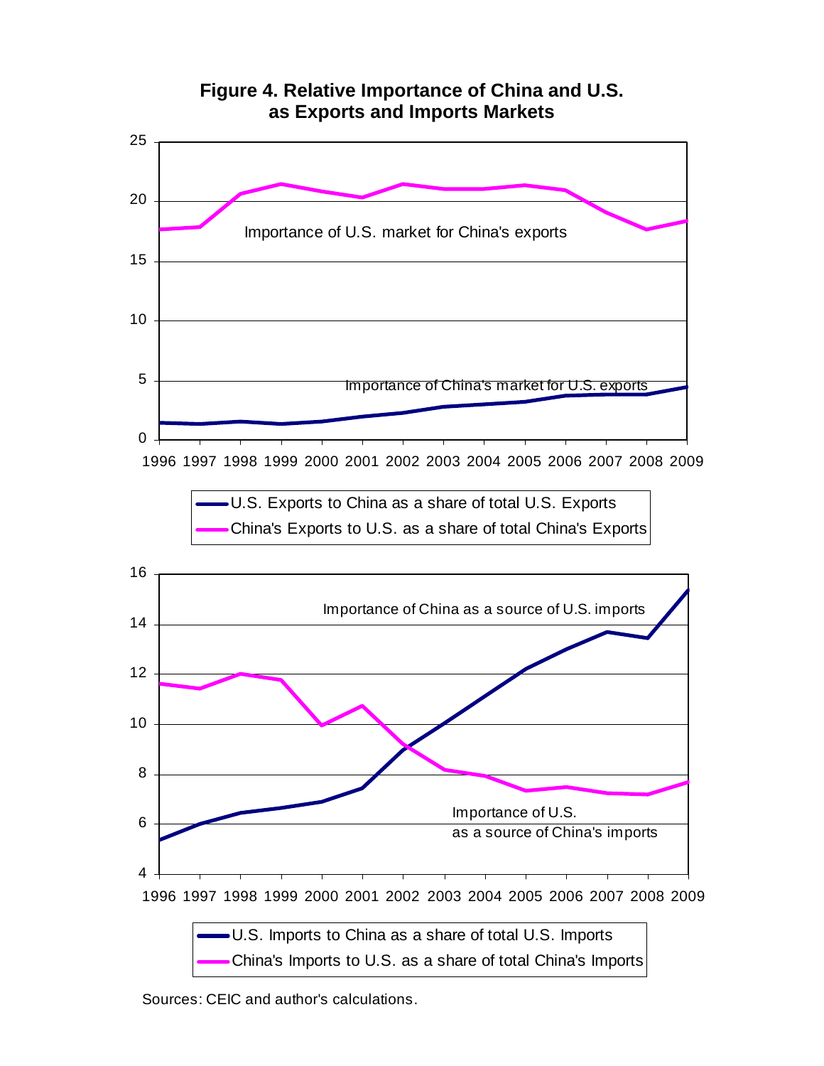**Figure 4. Relative Importance of China and U.S. as Exports and Imports Markets**

Sources: CEIC and author's calculations.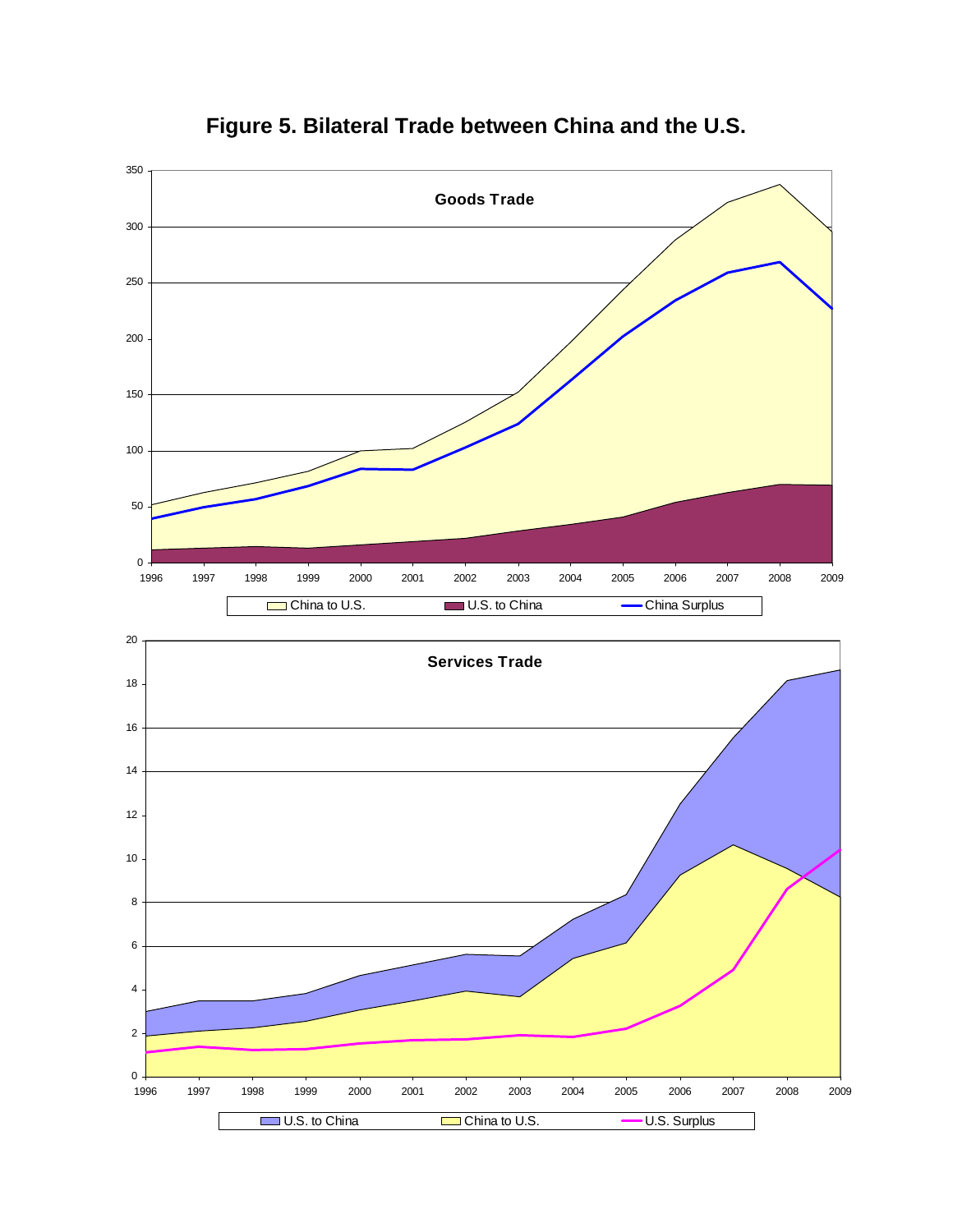# Figure 5. Bilateral Trade between China and the U.S.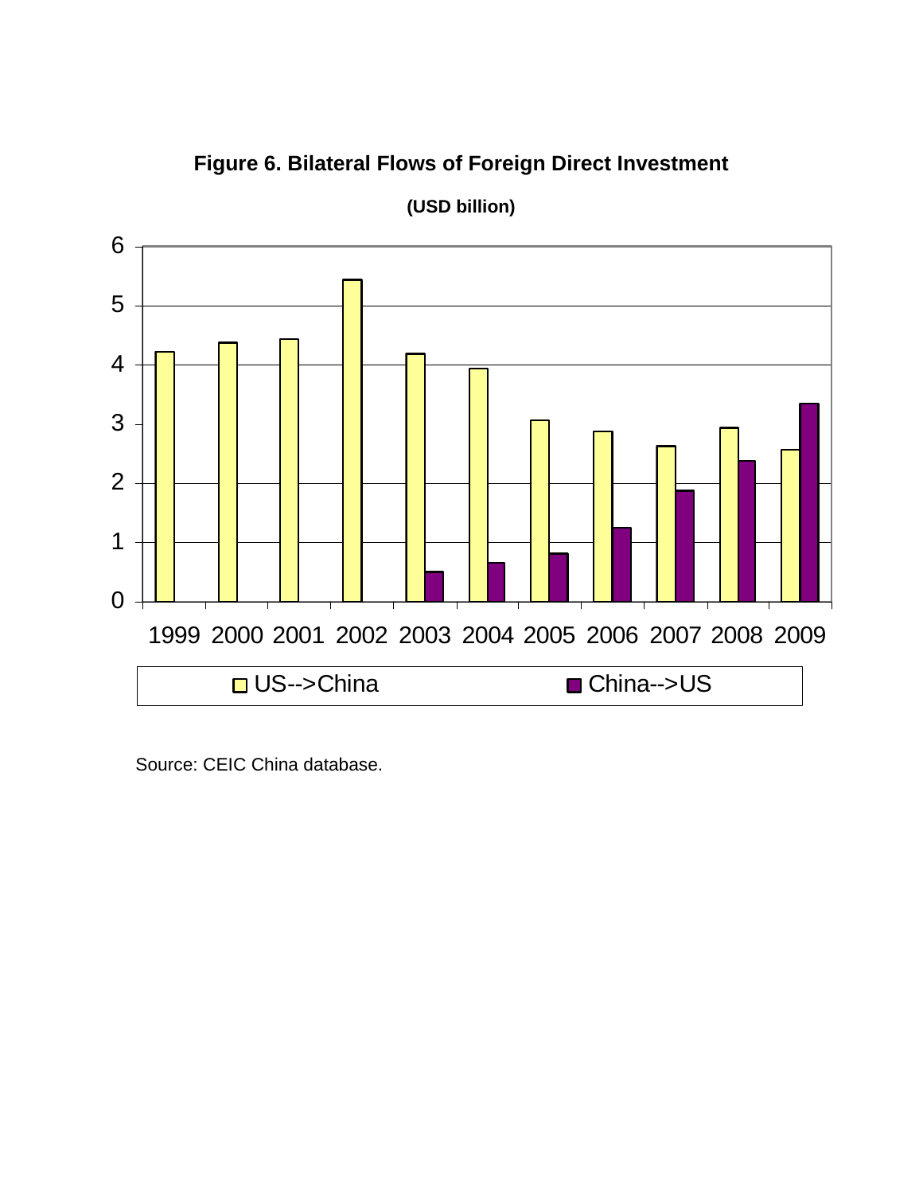**Figure 6. Bilateral Flows of Foreign Direct Investment**

**(USD billion)**

Source: CEIC China database.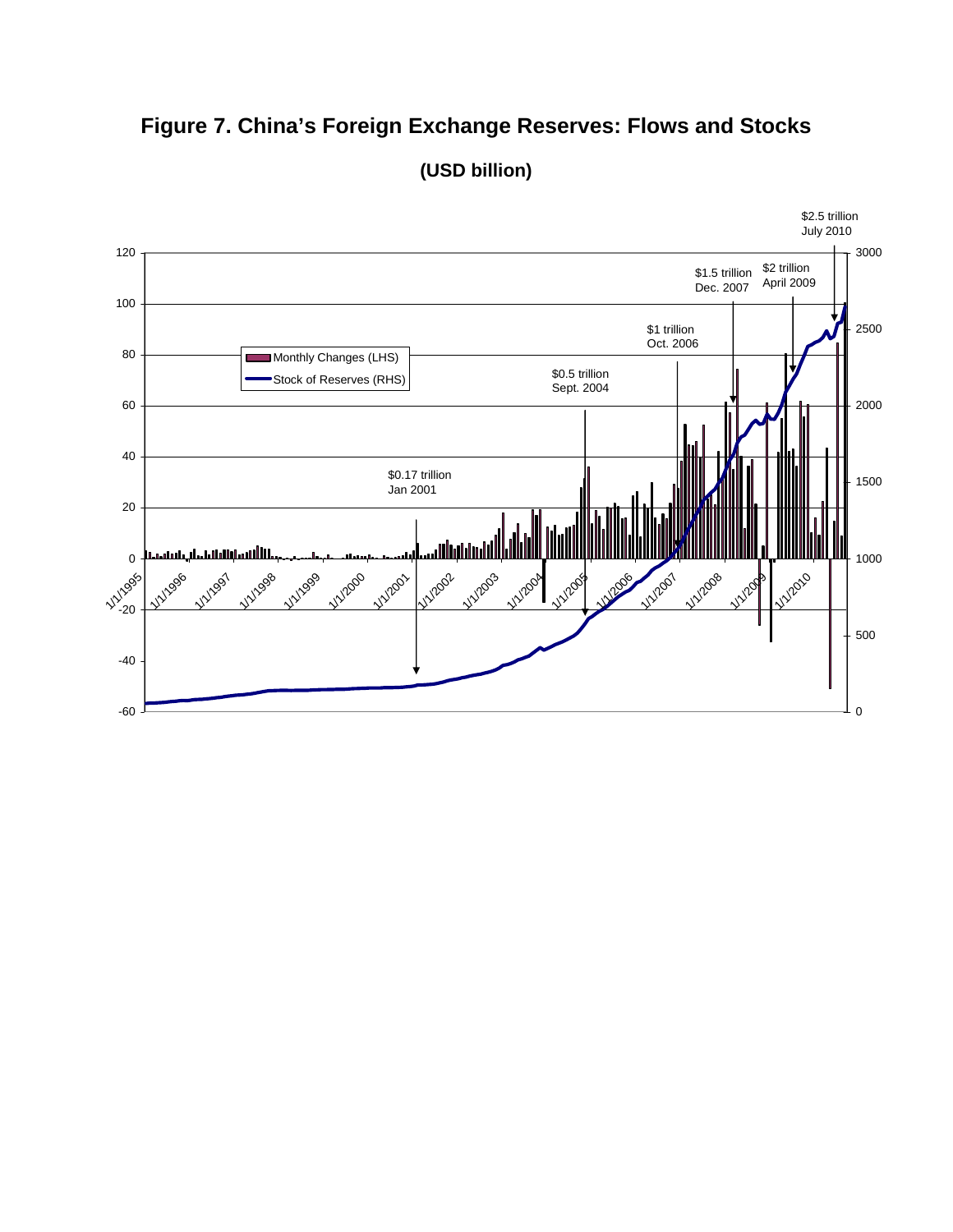# Figure 7. China's Foreign Exchange Reserves: Flows and Stocks

**(USD billion)**

$2.5 trillion July 2010

$2 trillion April 2009

$1.5 trillion Dec. 2007

$1 trillion Oct. 2006

$0.5 trillion Sept. 2004

$0.17 trillion Jan 2001

Monthly Changes (LHS)

Stock of Reserves (RHS)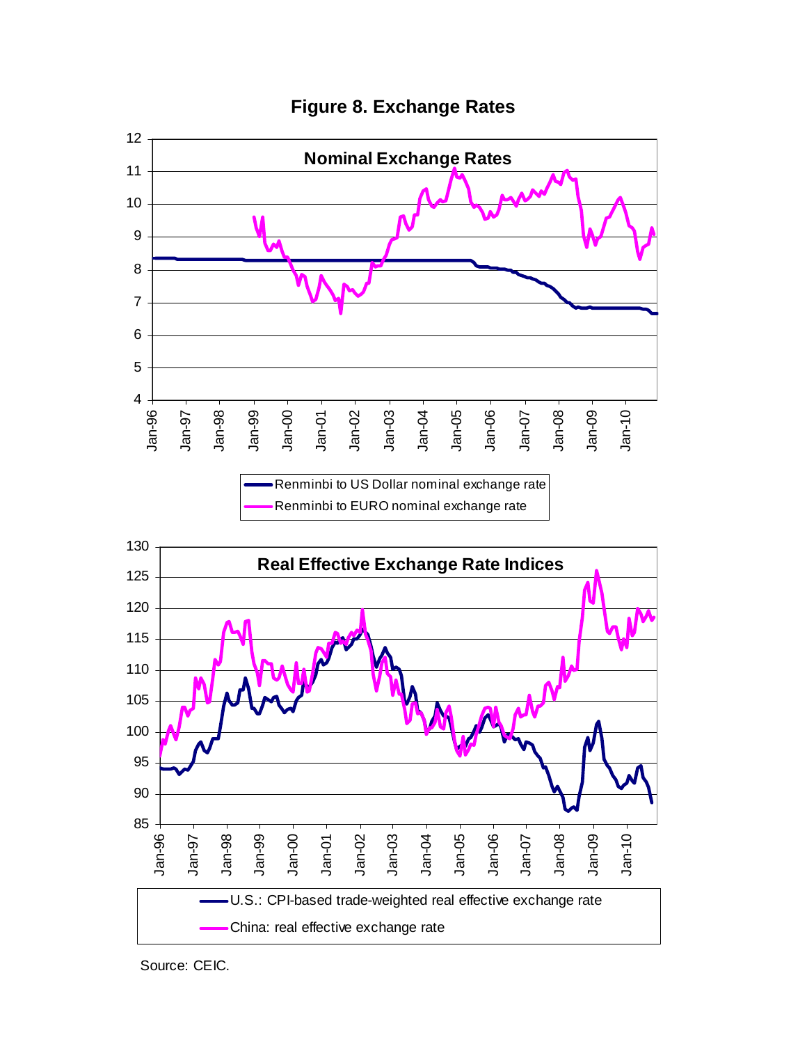**Figure 8. Exchange Rates**

**Nominal Exchange Rates**

- Renminbi to US Dollar nominal exchange rate
- Renminbi to EURO nominal exchange rate

**Real Effective Exchange Rate Indices**

- U.S.: CPI-based trade-weighted real effective exchange rate
- China: real effective exchange rate

Source: CEIC.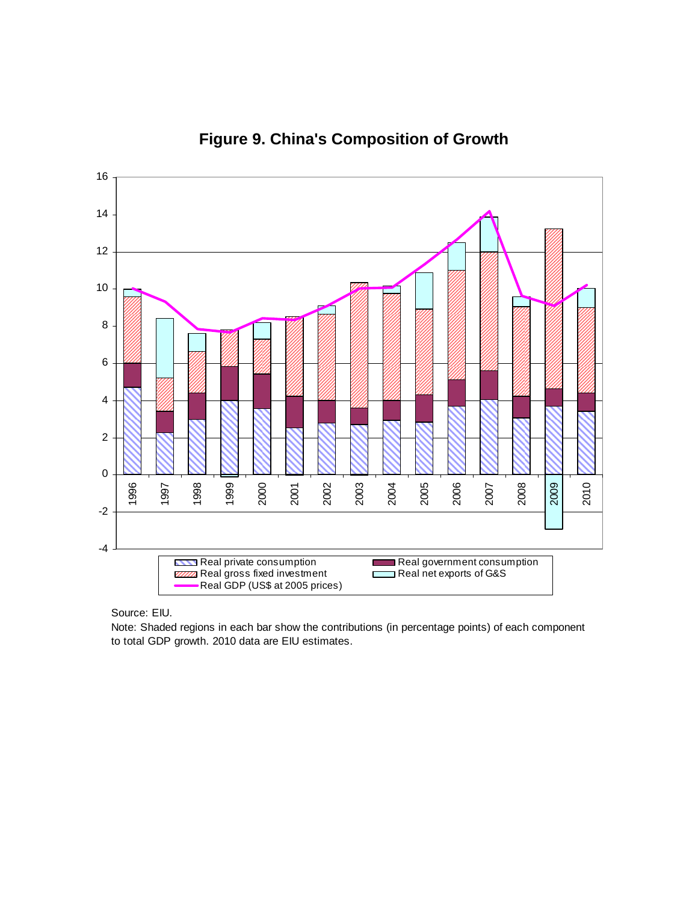**Figure 9. China's Composition of Growth**

Source: EIU.

Note: Shaded regions in each bar show the contributions (in percentage points) of each component to total GDP growth. 2010 data are EIU estimates.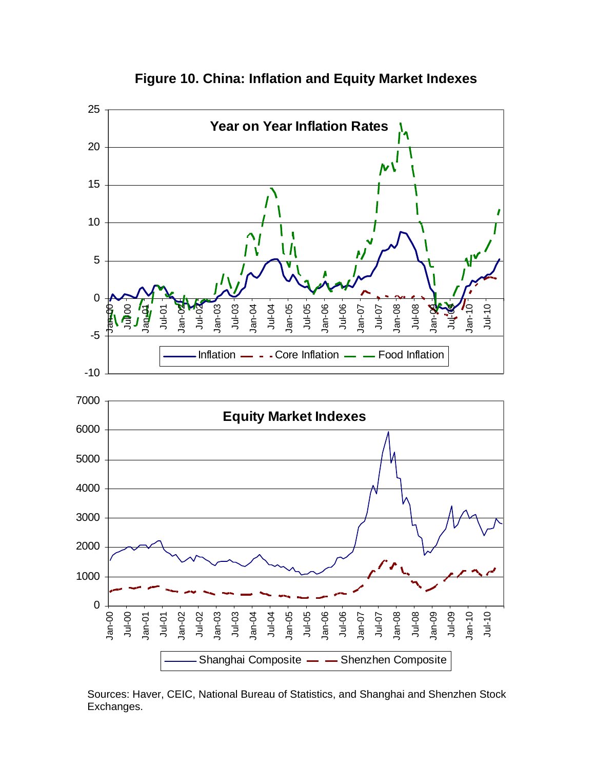# Figure 10. China: Inflation and Equity Market Indexes

Sources: Haver, CEIC, National Bureau of Statistics, and Shanghai and Shenzhen Stock Exchanges.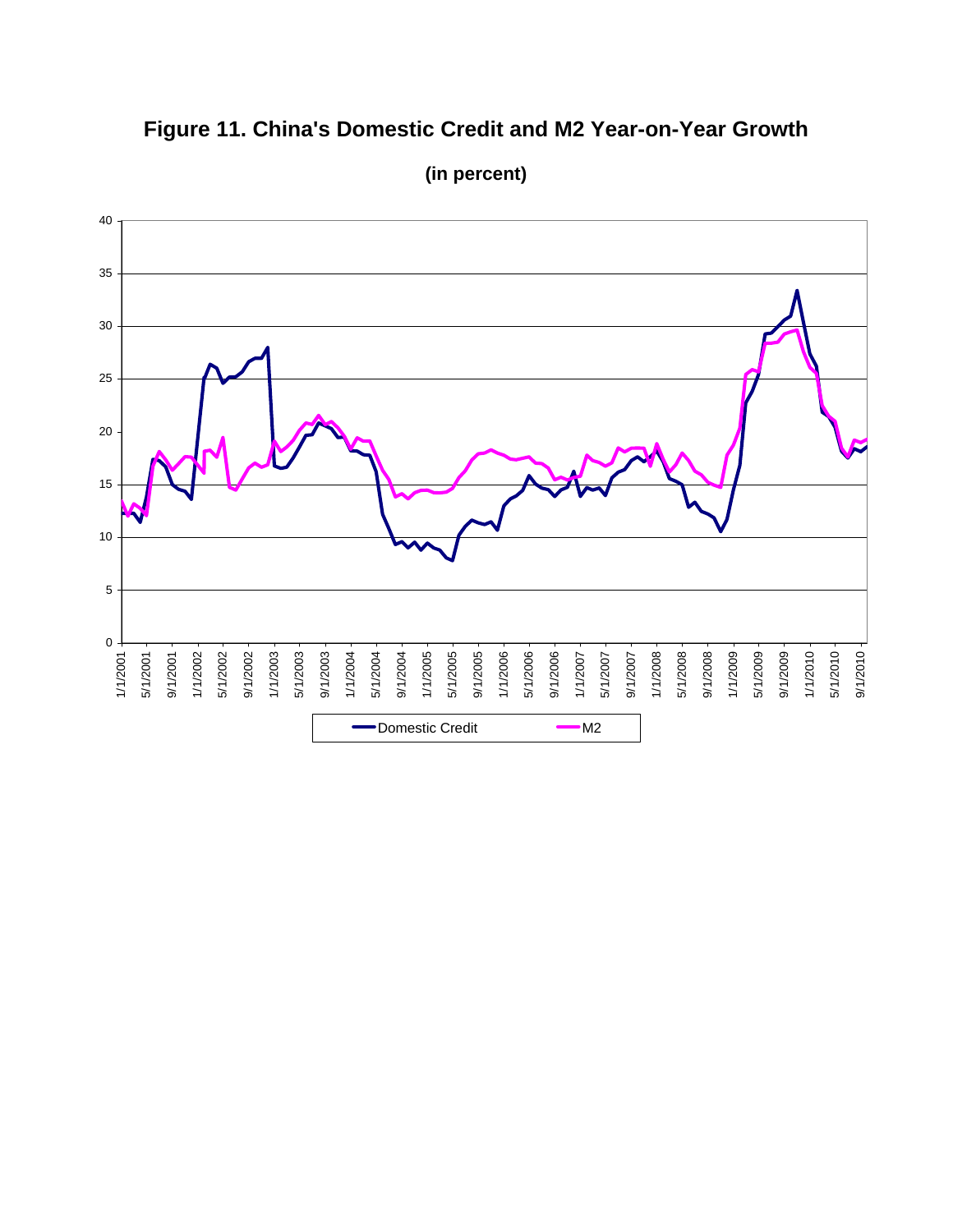**Figure 11. China's Domestic Credit and M2 Year-on-Year Growth**

**(in percent)**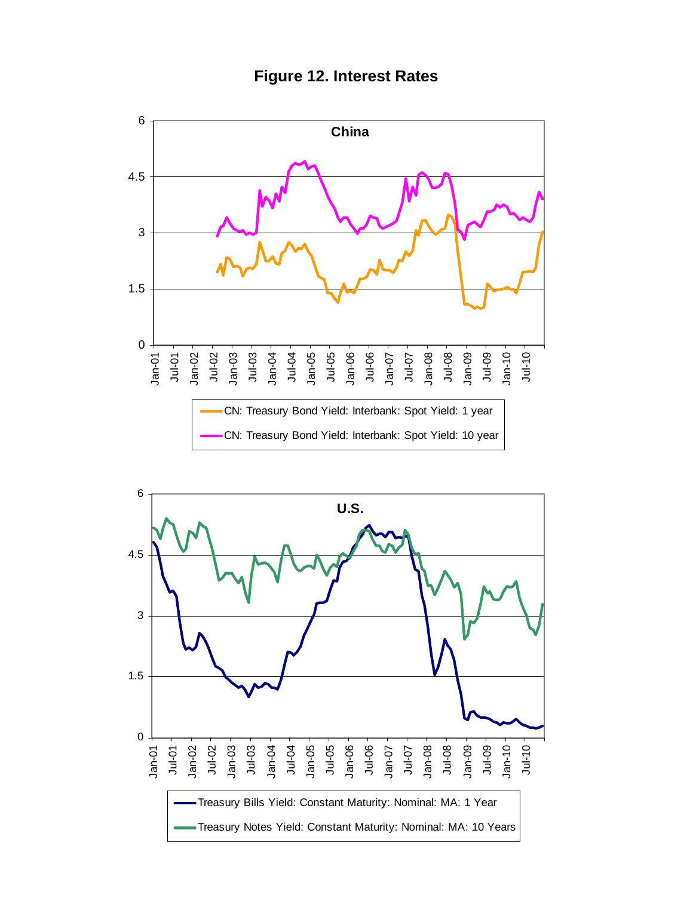# Figure 12. Interest Rates

**China**

CN: Treasury Bond Yield: Interbank: Spot Yield: 1 year

CN: Treasury Bond Yield: Interbank: Spot Yield: 10 year

**U.S.**

Treasury Bills Yield: Constant Maturity: Nominal: MA: 1 Year

Treasury Notes Yield: Constant Maturity: Nominal: MA: 10 Years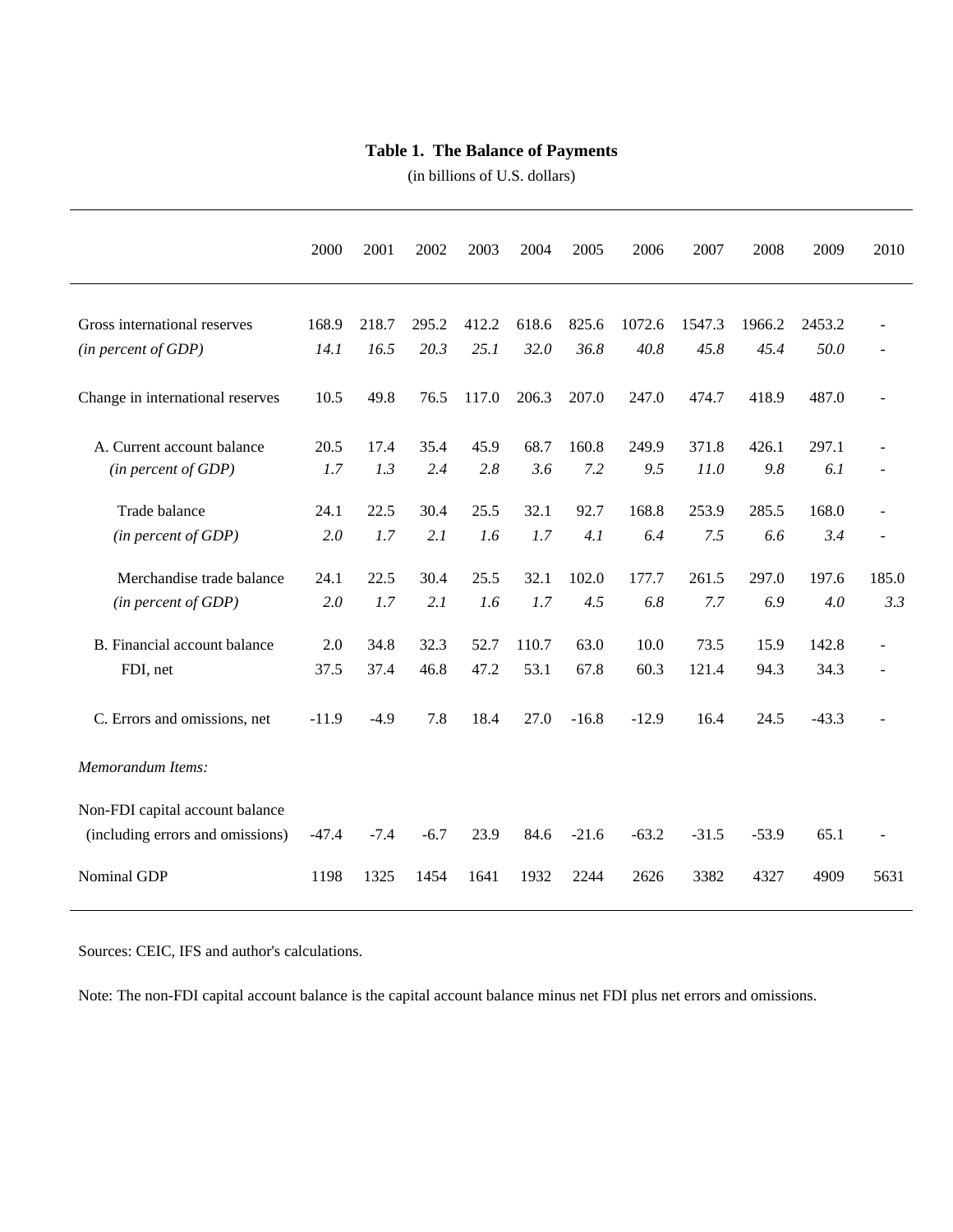**Table 1. The Balance of Payments**

(in billions of U.S. dollars)

| | 2000 | 2001 | 2002 | 2003 | 2004 | 2005 | 2006 | 2007 | 2008 | 2009 | 2010 |
|---|---|---|---|---|---|---|---|---|---|---|---|
| Gross international reserves | 168.9 | 218.7 | 295.2 | 412.2 | 618.6 | 825.6 | 1072.6 | 1547.3 | 1966.2 | 2453.2 | - |
| *(in percent of GDP)* | *14.1* | *16.5* | *20.3* | *25.1* | *32.0* | *36.8* | *40.8* | *45.8* | *45.4* | *50.0* | - |
| Change in international reserves | 10.5 | 49.8 | 76.5 | 117.0 | 206.3 | 207.0 | 247.0 | 474.7 | 418.9 | 487.0 | - |
| A. Current account balance | 20.5 | 17.4 | 35.4 | 45.9 | 68.7 | 160.8 | 249.9 | 371.8 | 426.1 | 297.1 | - |
| *(in percent of GDP)* | *1.7* | *1.3* | *2.4* | *2.8* | *3.6* | *7.2* | *9.5* | *11.0* | *9.8* | *6.1* | - |
| Trade balance | 24.1 | 22.5 | 30.4 | 25.5 | 32.1 | 92.7 | 168.8 | 253.9 | 285.5 | 168.0 | - |
| *(in percent of GDP)* | *2.0* | *1.7* | *2.1* | *1.6* | *1.7* | *4.1* | *6.4* | *7.5* | *6.6* | *3.4* | - |
| Merchandise trade balance | 24.1 | 22.5 | 30.4 | 25.5 | 32.1 | 102.0 | 177.7 | 261.5 | 297.0 | 197.6 | 185.0 |
| *(in percent of GDP)* | *2.0* | *1.7* | *2.1* | *1.6* | *1.7* | *4.5* | *6.8* | *7.7* | *6.9* | *4.0* | *3.3* |
| B. Financial account balance | 2.0 | 34.8 | 32.3 | 52.7 | 110.7 | 63.0 | 10.0 | 73.5 | 15.9 | 142.8 | - |
| FDI, net | 37.5 | 37.4 | 46.8 | 47.2 | 53.1 | 67.8 | 60.3 | 121.4 | 94.3 | 34.3 | - |
| C. Errors and omissions, net | -11.9 | -4.9 | 7.8 | 18.4 | 27.0 | -16.8 | -12.9 | 16.4 | 24.5 | -43.3 | - |
| *Memorandum Items:* | | | | | | | | | | | |
| Non-FDI capital account balance (including errors and omissions) | -47.4 | -7.4 | -6.7 | 23.9 | 84.6 | -21.6 | -63.2 | -31.5 | -53.9 | 65.1 | - |
| Nominal GDP | 1198 | 1325 | 1454 | 1641 | 1932 | 2244 | 2626 | 3382 | 4327 | 4909 | 5631 |

Sources: CEIC, IFS and author's calculations.

Note: The non-FDI capital account balance is the capital account balance minus net FDI plus net errors and omissions.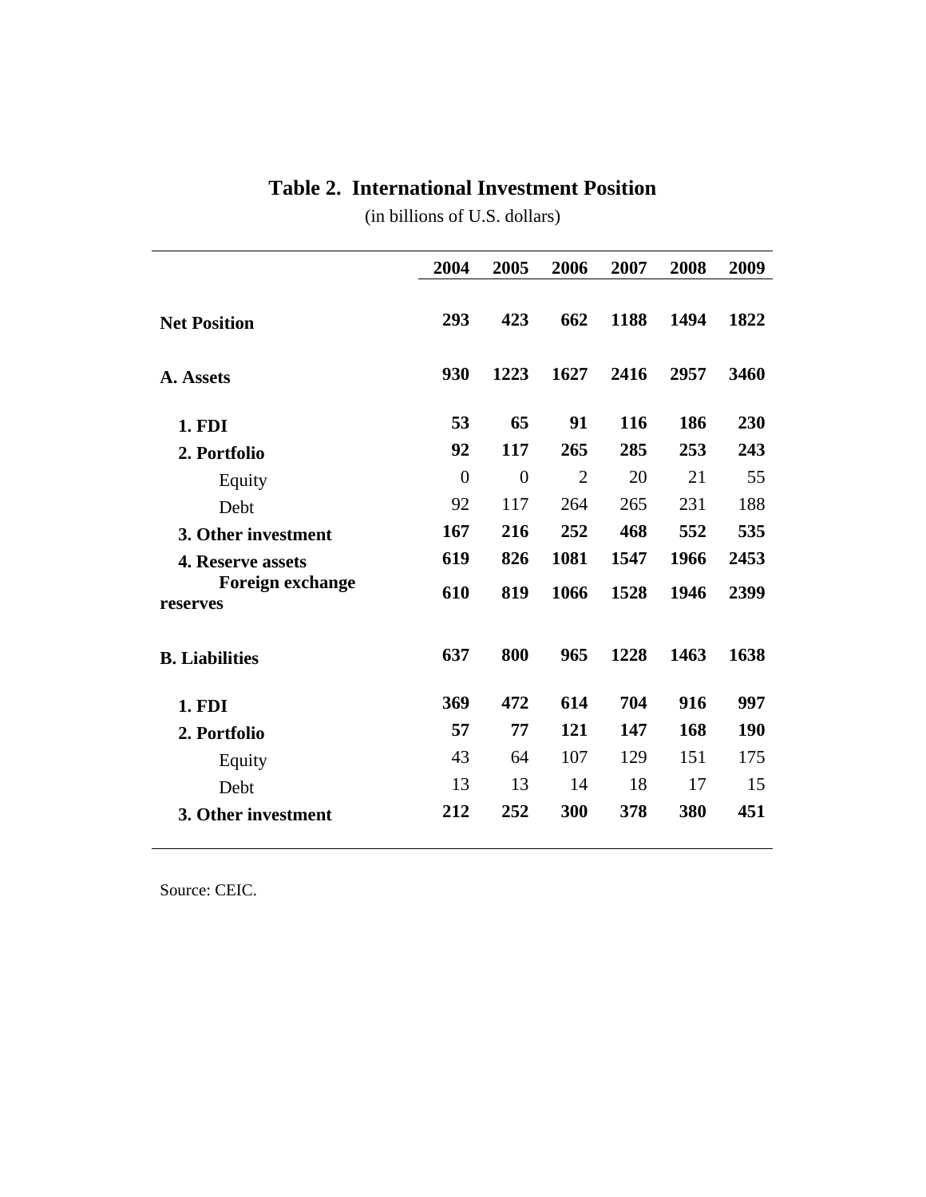**Table 2. International Investment Position**

(in billions of U.S. dollars)

| | 2004 | 2005 | 2006 | 2007 | 2008 | 2009 |
|---|---|---|---|---|---|---|
| **Net Position** | **293** | **423** | **662** | **1188** | **1494** | **1822** |
| **A. Assets** | **930** | **1223** | **1627** | **2416** | **2957** | **3460** |
| **1. FDI** | **53** | **65** | **91** | **116** | **186** | **230** |
| **2. Portfolio** | **92** | **117** | **265** | **285** | **253** | **243** |
| Equity | 0 | 0 | 2 | 20 | 21 | 55 |
| Debt | 92 | 117 | 264 | 265 | 231 | 188 |
| **3. Other investment** | **167** | **216** | **252** | **468** | **552** | **535** |
| **4. Reserve assets** | **619** | **826** | **1081** | **1547** | **1966** | **2453** |
| **Foreign exchange reserves** | **610** | **819** | **1066** | **1528** | **1946** | **2399** |
| **B. Liabilities** | **637** | **800** | **965** | **1228** | **1463** | **1638** |
| **1. FDI** | **369** | **472** | **614** | **704** | **916** | **997** |
| **2. Portfolio** | **57** | **77** | **121** | **147** | **168** | **190** |
| Equity | 43 | 64 | 107 | 129 | 151 | 175 |
| Debt | 13 | 13 | 14 | 18 | 17 | 15 |
| **3. Other investment** | **212** | **252** | **300** | **378** | **380** | **451** |

Source: CEIC.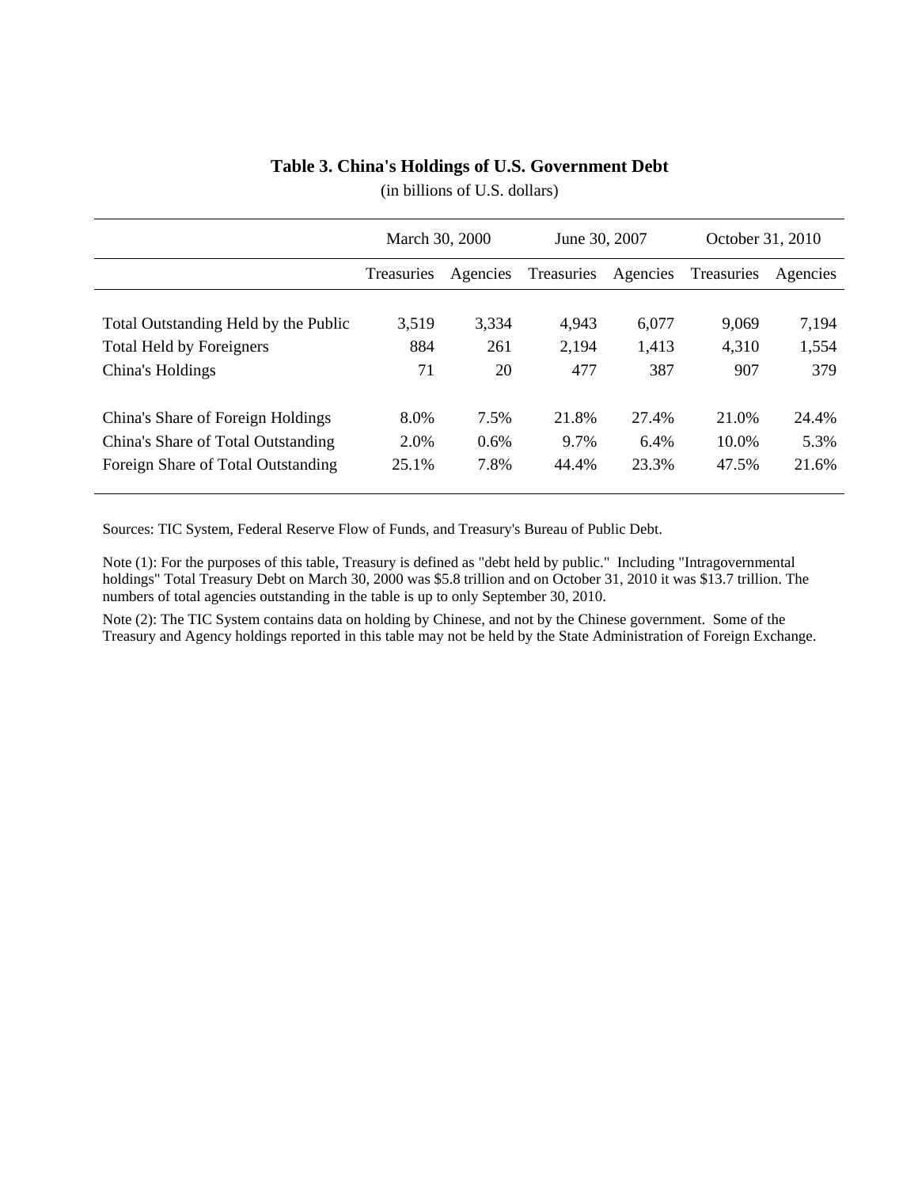**Table 3. China's Holdings of U.S. Government Debt**

(in billions of U.S. dollars)

| | March 30, 2000 | | June 30, 2007 | | October 31, 2010 | |
|---|---|---|---|---|---|---|
| | Treasuries | Agencies | Treasuries | Agencies | Treasuries | Agencies |
| Total Outstanding Held by the Public | 3,519 | 3,334 | 4,943 | 6,077 | 9,069 | 7,194 |
| Total Held by Foreigners | 884 | 261 | 2,194 | 1,413 | 4,310 | 1,554 |
| China's Holdings | 71 | 20 | 477 | 387 | 907 | 379 |
| China's Share of Foreign Holdings | 8.0% | 7.5% | 21.8% | 27.4% | 21.0% | 24.4% |
| China's Share of Total Outstanding | 2.0% | 0.6% | 9.7% | 6.4% | 10.0% | 5.3% |
| Foreign Share of Total Outstanding | 25.1% | 7.8% | 44.4% | 23.3% | 47.5% | 21.6% |

Sources: TIC System, Federal Reserve Flow of Funds, and Treasury's Bureau of Public Debt.

Note (1): For the purposes of this table, Treasury is defined as "debt held by public." Including "Intragovernmental holdings" Total Treasury Debt on March 30, 2000 was $5.8 trillion and on October 31, 2010 it was $13.7 trillion. The numbers of total agencies outstanding in the table is up to only September 30, 2010.

Note (2): The TIC System contains data on holding by Chinese, and not by the Chinese government. Some of the Treasury and Agency holdings reported in this table may not be held by the State Administration of Foreign Exchange.